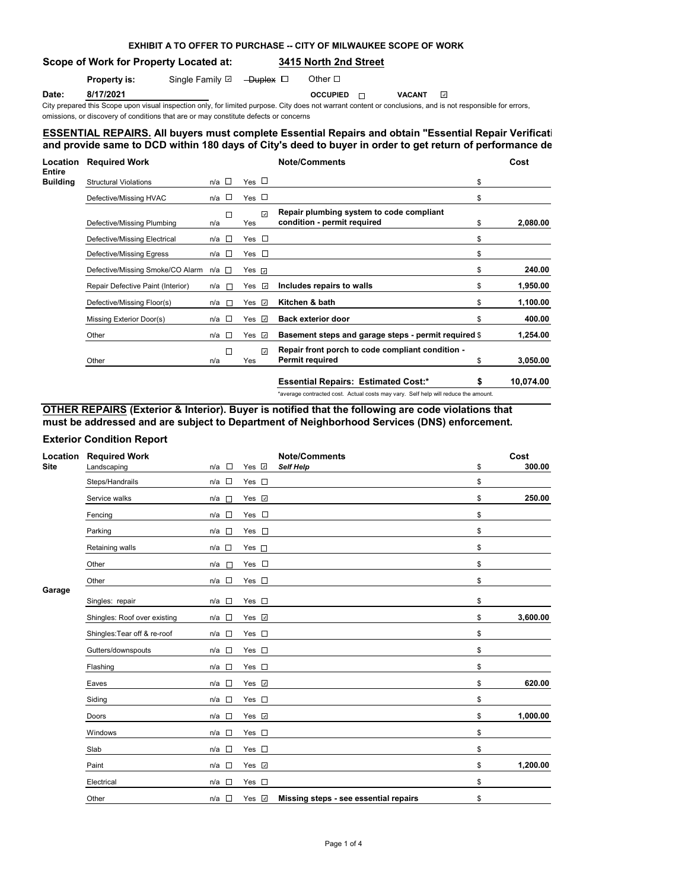**EXHIBIT A TO OFFER TO PURCHASE -- CITY OF MILWAUKEE SCOPE OF WORK**

**Scope of Work for Property Located at:** **3415 North 2nd Street**

**Property is:** Single Family ☑ ~~Duplex~~ ☐ Other ☐

**Date:** **8/17/2021** **OCCUPIED** ☐ **VACANT** ☑

City prepared this Scope upon visual inspection only, for limited purpose. City does not warrant content or conclusions, and is not responsible for errors, omissions, or discovery of conditions that are or may constitute defects or concerns

## ESSENTIAL REPAIRS. All buyers must complete Essential Repairs and obtain "Essential Repair Verificati and provide same to DCD within 180 days of City's deed to buyer in order to get return of performance de

| Location | Required Work | n/a | Yes | Note/Comments | Cost |
|---|---|---|---|---|---|
| Entire Building | Structural Violations | ☐ | ☐ | | $ |
| | Defective/Missing HVAC | ☐ | ☐ | | $ |
| | Defective/Missing Plumbing | ☐ | ☑ | **Repair plumbing system to code compliant condition - permit required** | $ **2,080.00** |
| | Defective/Missing Electrical | ☐ | ☐ | | $ |
| | Defective/Missing Egress | ☐ | ☐ | | $ |
| | Defective/Missing Smoke/CO Alarm | ☐ | ☑ | | $ **240.00** |
| | Repair Defective Paint (Interior) | ☐ | ☑ | **Includes repairs to walls** | $ **1,950.00** |
| | Defective/Missing Floor(s) | ☐ | ☑ | **Kitchen & bath** | $ **1,100.00** |
| | Missing Exterior Door(s) | ☐ | ☑ | **Back exterior door** | $ **400.00** |
| | Other | ☐ | ☑ | **Basement steps and garage steps - permit required** | $ **1,254.00** |
| | Other | ☐ | ☑ | **Repair front porch to code compliant condition - Permit required** | $ **3,050.00** |
| | | | | **Essential Repairs: Estimated Cost:*** | **$ 10,074.00** |

*average contracted cost. Actual costs may vary. Self help will reduce the amount.

## OTHER REPAIRS (Exterior & Interior). Buyer is notified that the following are code violations that must be addressed and are subject to Department of Neighborhood Services (DNS) enforcement.

### Exterior Condition Report

| Location | Required Work | n/a | Yes | Note/Comments | Cost |
|---|---|---|---|---|---|
| Site | Landscaping | ☐ | ☑ | ***Self Help*** | $ **300.00** |
| | Steps/Handrails | ☐ | ☐ | | $ |
| | Service walks | ☐ | ☑ | | $ **250.00** |
| | Fencing | ☐ | ☐ | | $ |
| | Parking | ☐ | ☐ | | $ |
| | Retaining walls | ☐ | ☐ | | $ |
| | Other | ☐ | ☐ | | $ |
| | Other | ☐ | ☐ | | $ |
| Garage | Singles: repair | ☐ | ☐ | | $ |
| | Shingles: Roof over existing | ☐ | ☑ | | $ **3,600.00** |
| | Shingles:Tear off & re-roof | ☐ | ☐ | | $ |
| | Gutters/downspouts | ☐ | ☐ | | $ |
| | Flashing | ☐ | ☐ | | $ |
| | Eaves | ☐ | ☑ | | $ **620.00** |
| | Siding | ☐ | ☐ | | $ |
| | Doors | ☐ | ☑ | | $ **1,000.00** |
| | Windows | ☐ | ☐ | | $ |
| | Slab | ☐ | ☐ | | $ |
| | Paint | ☐ | ☑ | | $ **1,200.00** |
| | Electrical | ☐ | ☐ | | $ |
| | Other | ☐ | ☑ | **Missing steps - see essential repairs** | $ |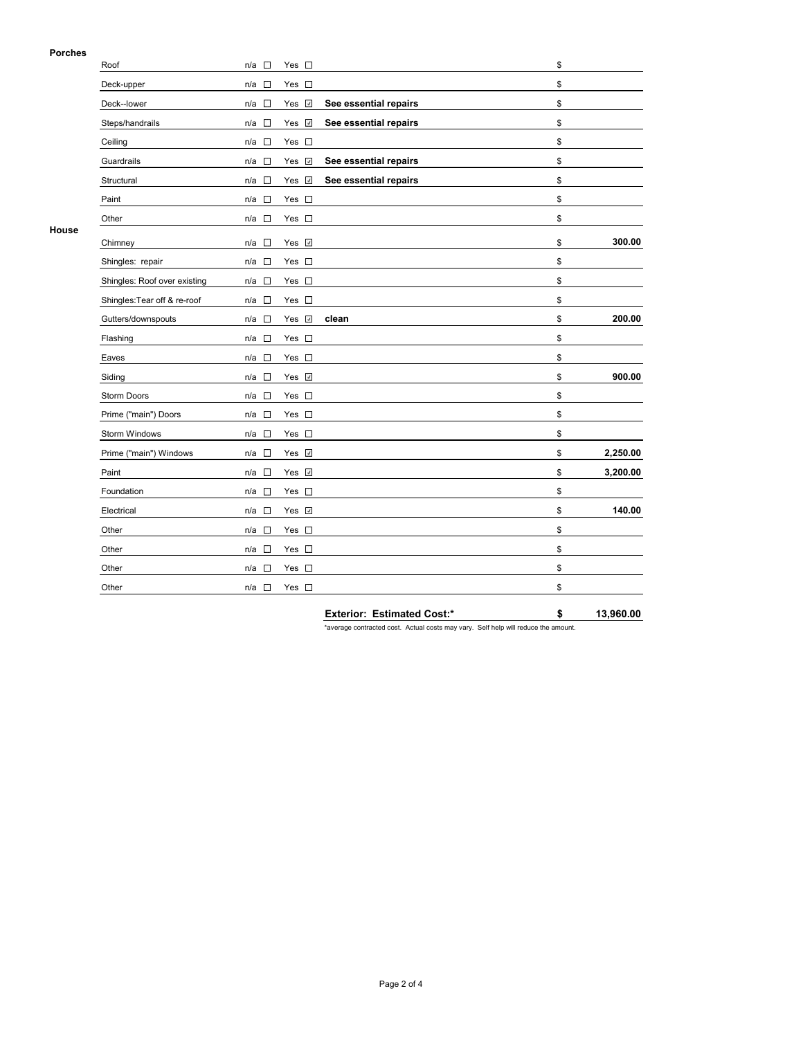**Porches**

| Item | n/a | Yes | Notes | Cost |
|---|---|---|---|---|
| Roof | ☐ | ☐ | | $ |
| Deck-upper | ☐ | ☐ | | $ |
| Deck--lower | ☐ | ☑ | **See essential repairs** | $ |
| Steps/handrails | ☐ | ☑ | **See essential repairs** | $ |
| Ceiling | ☐ | ☐ | | $ |
| Guardrails | ☐ | ☑ | **See essential repairs** | $ |
| Structural | ☐ | ☑ | **See essential repairs** | $ |
| Paint | ☐ | ☐ | | $ |
| Other | ☐ | ☐ | | $ |

**House**

| Item | n/a | Yes | Notes | Cost |
|---|---|---|---|---|
| Chimney | ☐ | ☑ | | $ **300.00** |
| Shingles: repair | ☐ | ☐ | | $ |
| Shingles: Roof over existing | ☐ | ☐ | | $ |
| Shingles:Tear off & re-roof | ☐ | ☐ | | $ |
| Gutters/downspouts | ☐ | ☑ | **clean** | $ **200.00** |
| Flashing | ☐ | ☐ | | $ |
| Eaves | ☐ | ☐ | | $ |
| Siding | ☐ | ☑ | | $ **900.00** |
| Storm Doors | ☐ | ☐ | | $ |
| Prime ("main") Doors | ☐ | ☐ | | $ |
| Storm Windows | ☐ | ☐ | | $ |
| Prime ("main") Windows | ☐ | ☑ | | $ **2,250.00** |
| Paint | ☐ | ☑ | | $ **3,200.00** |
| Foundation | ☐ | ☐ | | $ |
| Electrical | ☐ | ☑ | | $ **140.00** |
| Other | ☐ | ☐ | | $ |
| Other | ☐ | ☐ | | $ |
| Other | ☐ | ☐ | | $ |
| Other | ☐ | ☐ | | $ |

**Exterior: Estimated Cost:*** **$ 13,960.00**

*average contracted cost. Actual costs may vary. Self help will reduce the amount.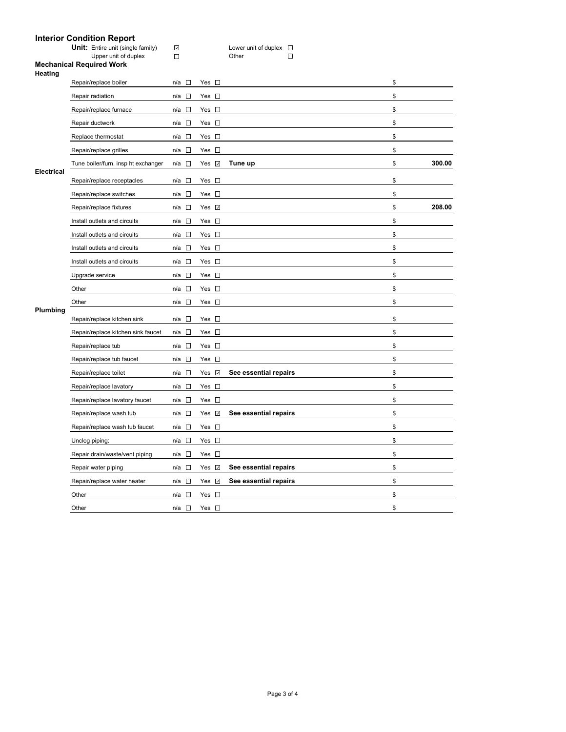# Interior Condition Report

**Unit:** Entire unit (single family) ☑ Upper unit of duplex ☐ Lower unit of duplex ☐ Other ☐

## Mechanical Required Work

### Heating

| Item | n/a | Yes | Description | Cost |
|---|---|---|---|---|
| Repair/replace boiler | ☐ | ☐ | | $ |
| Repair radiation | ☐ | ☐ | | $ |
| Repair/replace furnace | ☐ | ☐ | | $ |
| Repair ductwork | ☐ | ☐ | | $ |
| Replace thermostat | ☐ | ☐ | | $ |
| Repair/replace grilles | ☐ | ☐ | | $ |
| Tune boiler/furn. insp ht exchanger | ☐ | ☑ | **Tune up** | $ **300.00** |

### Electrical

| Item | n/a | Yes | Description | Cost |
|---|---|---|---|---|
| Repair/replace receptacles | ☐ | ☐ | | $ |
| Repair/replace switches | ☐ | ☐ | | $ |
| Repair/replace fixtures | ☐ | ☑ | | $ **208.00** |
| Install outlets and circuits | ☐ | ☐ | | $ |
| Install outlets and circuits | ☐ | ☐ | | $ |
| Install outlets and circuits | ☐ | ☐ | | $ |
| Install outlets and circuits | ☐ | ☐ | | $ |
| Upgrade service | ☐ | ☐ | | $ |
| Other | ☐ | ☐ | | $ |
| Other | ☐ | ☐ | | $ |

### Plumbing

| Item | n/a | Yes | Description | Cost |
|---|---|---|---|---|
| Repair/replace kitchen sink | ☐ | ☐ | | $ |
| Repair/replace kitchen sink faucet | ☐ | ☐ | | $ |
| Repair/replace tub | ☐ | ☐ | | $ |
| Repair/replace tub faucet | ☐ | ☐ | | $ |
| Repair/replace toilet | ☐ | ☑ | **See essential repairs** | $ |
| Repair/replace lavatory | ☐ | ☐ | | $ |
| Repair/replace lavatory faucet | ☐ | ☐ | | $ |
| Repair/replace wash tub | ☐ | ☑ | **See essential repairs** | $ |
| Repair/replace wash tub faucet | ☐ | ☐ | | $ |
| Unclog piping: | ☐ | ☐ | | $ |
| Repair drain/waste/vent piping | ☐ | ☐ | | $ |
| Repair water piping | ☐ | ☑ | **See essential repairs** | $ |
| Repair/replace water heater | ☐ | ☑ | **See essential repairs** | $ |
| Other | ☐ | ☐ | | $ |
| Other | ☐ | ☐ | | $ |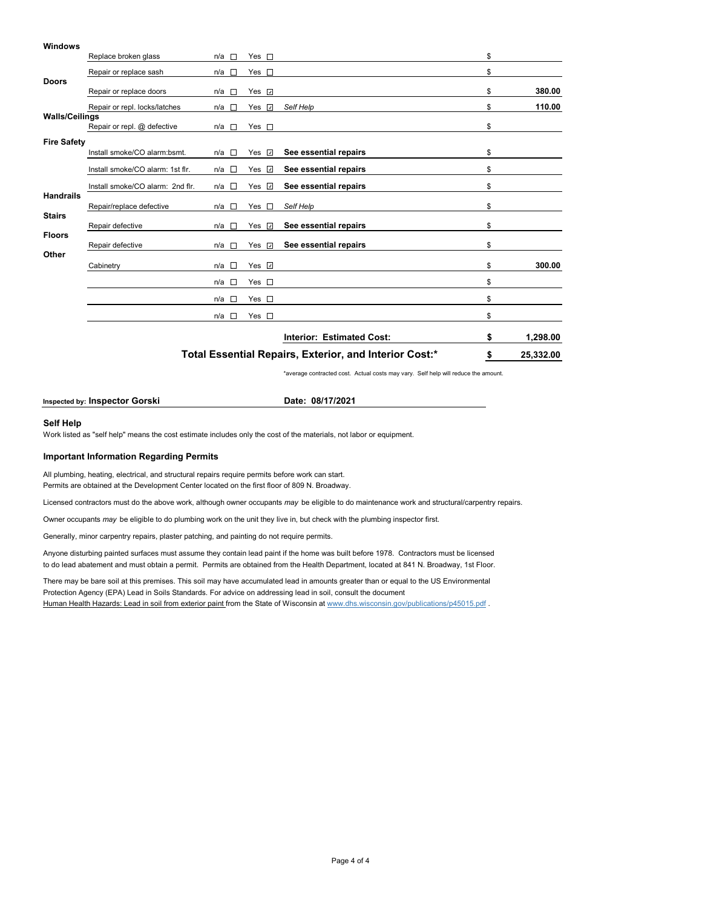| | | n/a | Yes | Notes | Cost |
|---|---|---|---|---|---|
| **Windows** | | | | | |
| | Replace broken glass | ☐ | ☐ | | $ |
| | Repair or replace sash | ☐ | ☐ | | $ |
| **Doors** | | | | | |
| | Repair or replace doors | ☐ | ☑ | | $ 380.00 |
| | Repair or repl. locks/latches | ☐ | ☑ | *Self Help* | $ 110.00 |
| **Walls/Ceilings** | | | | | |
| | Repair or repl. @ defective | ☐ | ☐ | | $ |
| **Fire Safety** | | | | | |
| | Install smoke/CO alarm:bsmt. | ☐ | ☑ | **See essential repairs** | $ |
| | Install smoke/CO alarm: 1st flr. | ☐ | ☑ | **See essential repairs** | $ |
| | Install smoke/CO alarm: 2nd flr. | ☐ | ☑ | **See essential repairs** | $ |
| **Handrails** | | | | | |
| | Repair/replace defective | ☐ | ☐ | *Self Help* | $ |
| **Stairs** | | | | | |
| | Repair defective | ☐ | ☑ | **See essential repairs** | $ |
| **Floors** | | | | | |
| | Repair defective | ☐ | ☑ | **See essential repairs** | $ |
| **Other** | | | | | |
| | Cabinetry | ☐ | ☑ | | $ 300.00 |
| | | ☐ | ☐ | | $ |
| | | ☐ | ☐ | | $ |
| | | ☐ | ☐ | | $ |
| | | | | **Interior: Estimated Cost:** | **$ 1,298.00** |
| | | | | **Total Essential Repairs, Exterior, and Interior Cost:*** | **$ 25,332.00** |

*average contracted cost. Actual costs may vary. Self help will reduce the amount.

Inspected by: **Inspector Gorski** **Date: 08/17/2021**

### Self Help

Work listed as "self help" means the cost estimate includes only the cost of the materials, not labor or equipment.

### Important Information Regarding Permits

All plumbing, heating, electrical, and structural repairs require permits before work can start.
Permits are obtained at the Development Center located on the first floor of 809 N. Broadway.

Licensed contractors must do the above work, although owner occupants *may* be eligible to do maintenance work and structural/carpentry repairs.

Owner occupants *may* be eligible to do plumbing work on the unit they live in, but check with the plumbing inspector first.

Generally, minor carpentry repairs, plaster patching, and painting do not require permits.

Anyone disturbing painted surfaces must assume they contain lead paint if the home was built before 1978. Contractors must be licensed to do lead abatement and must obtain a permit. Permits are obtained from the Health Department, located at 841 N. Broadway, 1st Floor.

There may be bare soil at this premises. This soil may have accumulated lead in amounts greater than or equal to the US Environmental Protection Agency (EPA) Lead in Soils Standards. For advice on addressing lead in soil, consult the document Human Health Hazards: Lead in soil from exterior paint from the State of Wisconsin at www.dhs.wisconsin.gov/publications/p45015.pdf .